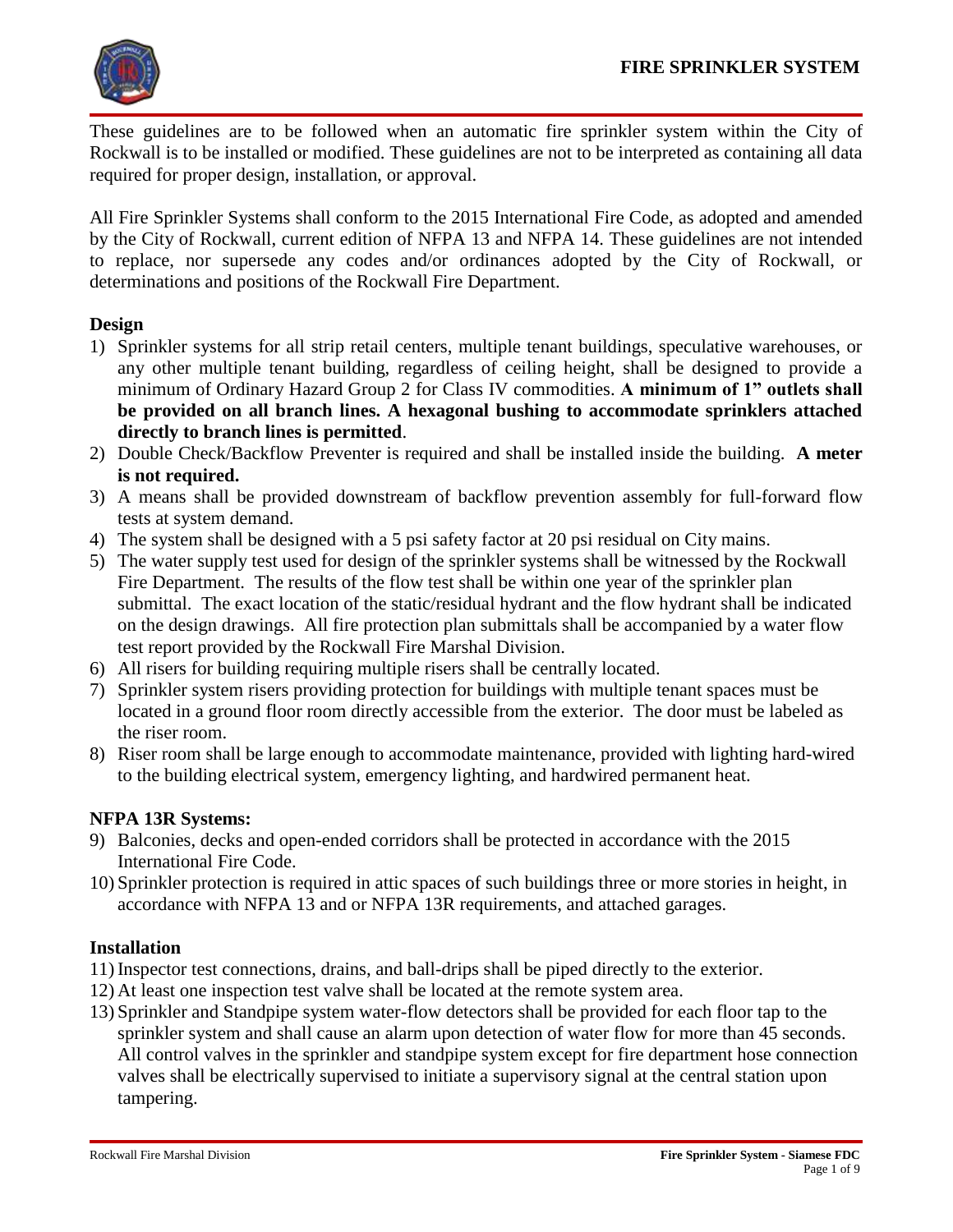# FIRE SPRINKLER SYSTEM

These guidelines are to be followed when an automatic fire sprinkler system within the City of Rockwall is to be installed or modified. These guidelines are not to be interpreted as containing all data required for proper design, installation, or approval.

All Fire Sprinkler Systems shall conform to the 2015 International Fire Code, as adopted and amended by the City of Rockwall, current edition of NFPA 13 and NFPA 14. These guidelines are not intended to replace, nor supersede any codes and/or ordinances adopted by the City of Rockwall, or determinations and positions of the Rockwall Fire Department.

## Design

1) Sprinkler systems for all strip retail centers, multiple tenant buildings, speculative warehouses, or any other multiple tenant building, regardless of ceiling height, shall be designed to provide a minimum of Ordinary Hazard Group 2 for Class IV commodities. **A minimum of 1" outlets shall be provided on all branch lines. A hexagonal bushing to accommodate sprinklers attached directly to branch lines is permitted**.
2) Double Check/Backflow Preventer is required and shall be installed inside the building. **A meter is not required.**
3) A means shall be provided downstream of backflow prevention assembly for full-forward flow tests at system demand.
4) The system shall be designed with a 5 psi safety factor at 20 psi residual on City mains.
5) The water supply test used for design of the sprinkler systems shall be witnessed by the Rockwall Fire Department. The results of the flow test shall be within one year of the sprinkler plan submittal. The exact location of the static/residual hydrant and the flow hydrant shall be indicated on the design drawings. All fire protection plan submittals shall be accompanied by a water flow test report provided by the Rockwall Fire Marshal Division.
6) All risers for building requiring multiple risers shall be centrally located.
7) Sprinkler system risers providing protection for buildings with multiple tenant spaces must be located in a ground floor room directly accessible from the exterior. The door must be labeled as the riser room.
8) Riser room shall be large enough to accommodate maintenance, provided with lighting hard-wired to the building electrical system, emergency lighting, and hardwired permanent heat.

## NFPA 13R Systems:

9) Balconies, decks and open-ended corridors shall be protected in accordance with the 2015 International Fire Code.
10) Sprinkler protection is required in attic spaces of such buildings three or more stories in height, in accordance with NFPA 13 and or NFPA 13R requirements, and attached garages.

## Installation

11) Inspector test connections, drains, and ball-drips shall be piped directly to the exterior.
12) At least one inspection test valve shall be located at the remote system area.
13) Sprinkler and Standpipe system water-flow detectors shall be provided for each floor tap to the sprinkler system and shall cause an alarm upon detection of water flow for more than 45 seconds. All control valves in the sprinkler and standpipe system except for fire department hose connection valves shall be electrically supervised to initiate a supervisory signal at the central station upon tampering.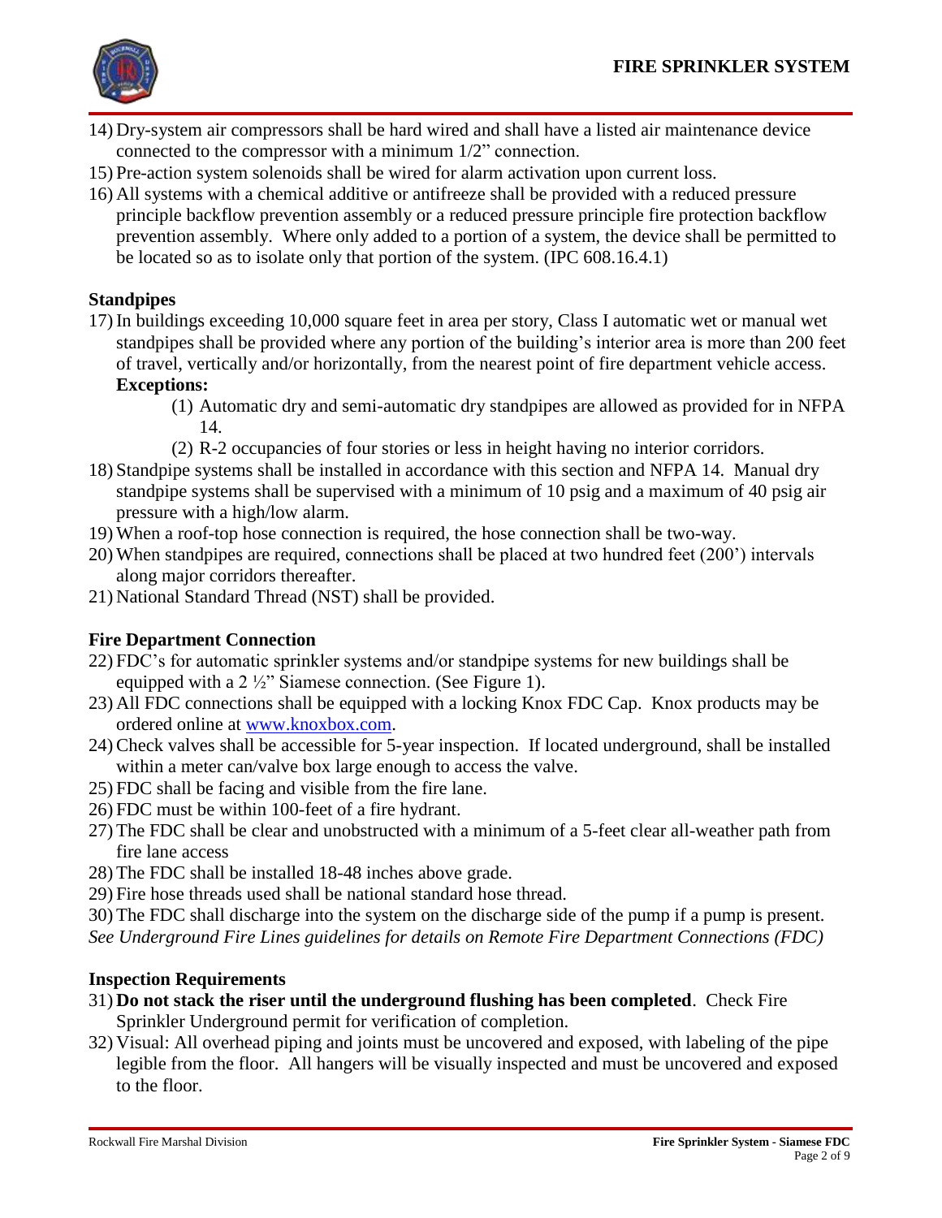14) Dry-system air compressors shall be hard wired and shall have a listed air maintenance device connected to the compressor with a minimum 1/2" connection.
15) Pre-action system solenoids shall be wired for alarm activation upon current loss.
16) All systems with a chemical additive or antifreeze shall be provided with a reduced pressure principle backflow prevention assembly or a reduced pressure principle fire protection backflow prevention assembly. Where only added to a portion of a system, the device shall be permitted to be located so as to isolate only that portion of the system. (IPC 608.16.4.1)

### Standpipes

17) In buildings exceeding 10,000 square feet in area per story, Class I automatic wet or manual wet standpipes shall be provided where any portion of the building's interior area is more than 200 feet of travel, vertically and/or horizontally, from the nearest point of fire department vehicle access.
    **Exceptions:**
    (1) Automatic dry and semi-automatic dry standpipes are allowed as provided for in NFPA 14.
    (2) R-2 occupancies of four stories or less in height having no interior corridors.
18) Standpipe systems shall be installed in accordance with this section and NFPA 14. Manual dry standpipe systems shall be supervised with a minimum of 10 psig and a maximum of 40 psig air pressure with a high/low alarm.
19) When a roof-top hose connection is required, the hose connection shall be two-way.
20) When standpipes are required, connections shall be placed at two hundred feet (200') intervals along major corridors thereafter.
21) National Standard Thread (NST) shall be provided.

### Fire Department Connection

22) FDC's for automatic sprinkler systems and/or standpipe systems for new buildings shall be equipped with a 2 ½" Siamese connection. (See Figure 1).
23) All FDC connections shall be equipped with a locking Knox FDC Cap. Knox products may be ordered online at www.knoxbox.com.
24) Check valves shall be accessible for 5-year inspection. If located underground, shall be installed within a meter can/valve box large enough to access the valve.
25) FDC shall be facing and visible from the fire lane.
26) FDC must be within 100-feet of a fire hydrant.
27) The FDC shall be clear and unobstructed with a minimum of a 5-feet clear all-weather path from fire lane access
28) The FDC shall be installed 18-48 inches above grade.
29) Fire hose threads used shall be national standard hose thread.
30) The FDC shall discharge into the system on the discharge side of the pump if a pump is present.

*See Underground Fire Lines guidelines for details on Remote Fire Department Connections (FDC)*

### Inspection Requirements

31) **Do not stack the riser until the underground flushing has been completed**. Check Fire Sprinkler Underground permit for verification of completion.
32) Visual: All overhead piping and joints must be uncovered and exposed, with labeling of the pipe legible from the floor. All hangers will be visually inspected and must be uncovered and exposed to the floor.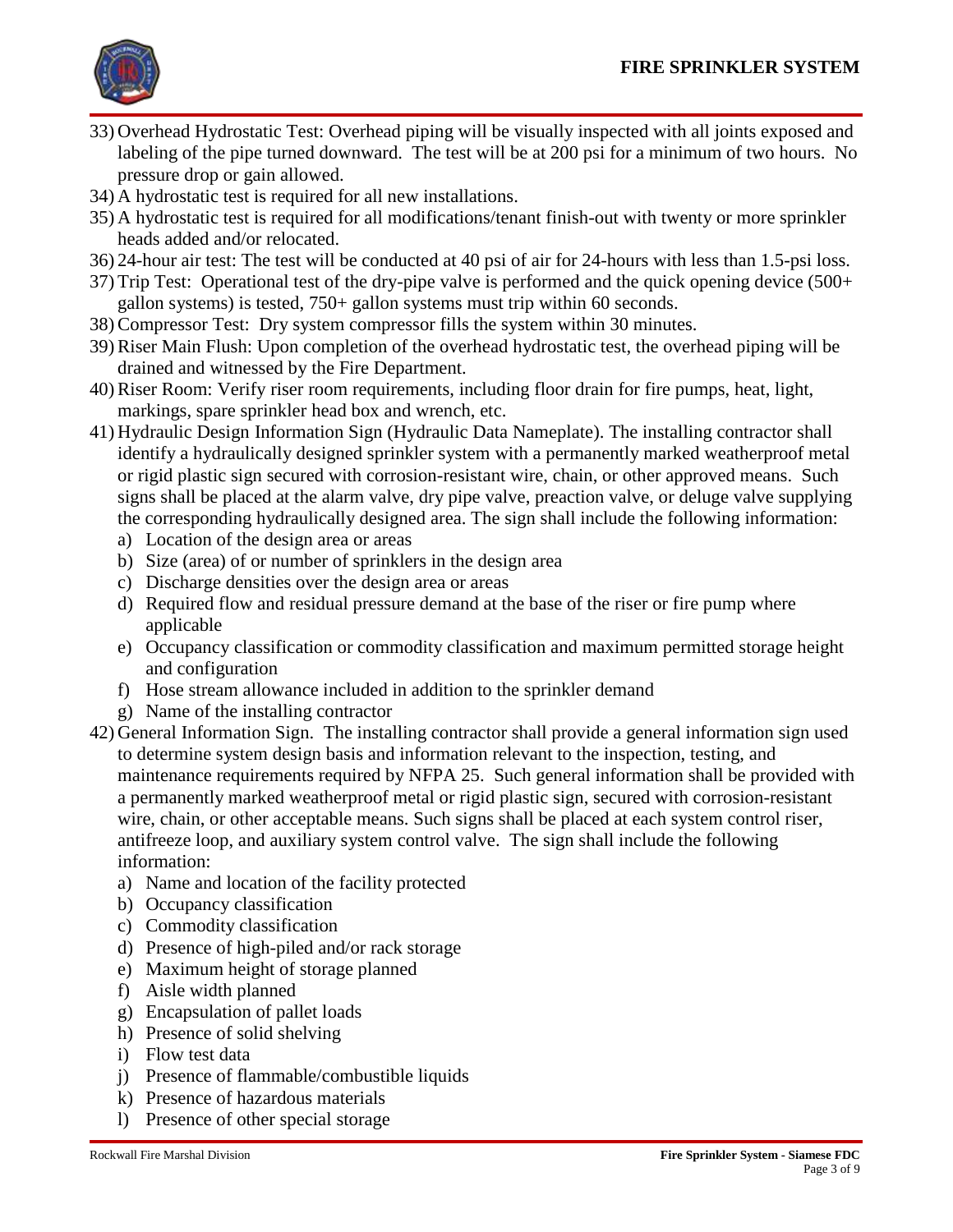33) Overhead Hydrostatic Test: Overhead piping will be visually inspected with all joints exposed and labeling of the pipe turned downward. The test will be at 200 psi for a minimum of two hours. No pressure drop or gain allowed.
34) A hydrostatic test is required for all new installations.
35) A hydrostatic test is required for all modifications/tenant finish-out with twenty or more sprinkler heads added and/or relocated.
36) 24-hour air test: The test will be conducted at 40 psi of air for 24-hours with less than 1.5-psi loss.
37) Trip Test: Operational test of the dry-pipe valve is performed and the quick opening device (500+ gallon systems) is tested, 750+ gallon systems must trip within 60 seconds.
38) Compressor Test: Dry system compressor fills the system within 30 minutes.
39) Riser Main Flush: Upon completion of the overhead hydrostatic test, the overhead piping will be drained and witnessed by the Fire Department.
40) Riser Room: Verify riser room requirements, including floor drain for fire pumps, heat, light, markings, spare sprinkler head box and wrench, etc.
41) Hydraulic Design Information Sign (Hydraulic Data Nameplate). The installing contractor shall identify a hydraulically designed sprinkler system with a permanently marked weatherproof metal or rigid plastic sign secured with corrosion-resistant wire, chain, or other approved means. Such signs shall be placed at the alarm valve, dry pipe valve, preaction valve, or deluge valve supplying the corresponding hydraulically designed area. The sign shall include the following information:
    a) Location of the design area or areas
    b) Size (area) of or number of sprinklers in the design area
    c) Discharge densities over the design area or areas
    d) Required flow and residual pressure demand at the base of the riser or fire pump where applicable
    e) Occupancy classification or commodity classification and maximum permitted storage height and configuration
    f) Hose stream allowance included in addition to the sprinkler demand
    g) Name of the installing contractor
42) General Information Sign. The installing contractor shall provide a general information sign used to determine system design basis and information relevant to the inspection, testing, and maintenance requirements required by NFPA 25. Such general information shall be provided with a permanently marked weatherproof metal or rigid plastic sign, secured with corrosion-resistant wire, chain, or other acceptable means. Such signs shall be placed at each system control riser, antifreeze loop, and auxiliary system control valve. The sign shall include the following information:
    a) Name and location of the facility protected
    b) Occupancy classification
    c) Commodity classification
    d) Presence of high-piled and/or rack storage
    e) Maximum height of storage planned
    f) Aisle width planned
    g) Encapsulation of pallet loads
    h) Presence of solid shelving
    i) Flow test data
    j) Presence of flammable/combustible liquids
    k) Presence of hazardous materials
    l) Presence of other special storage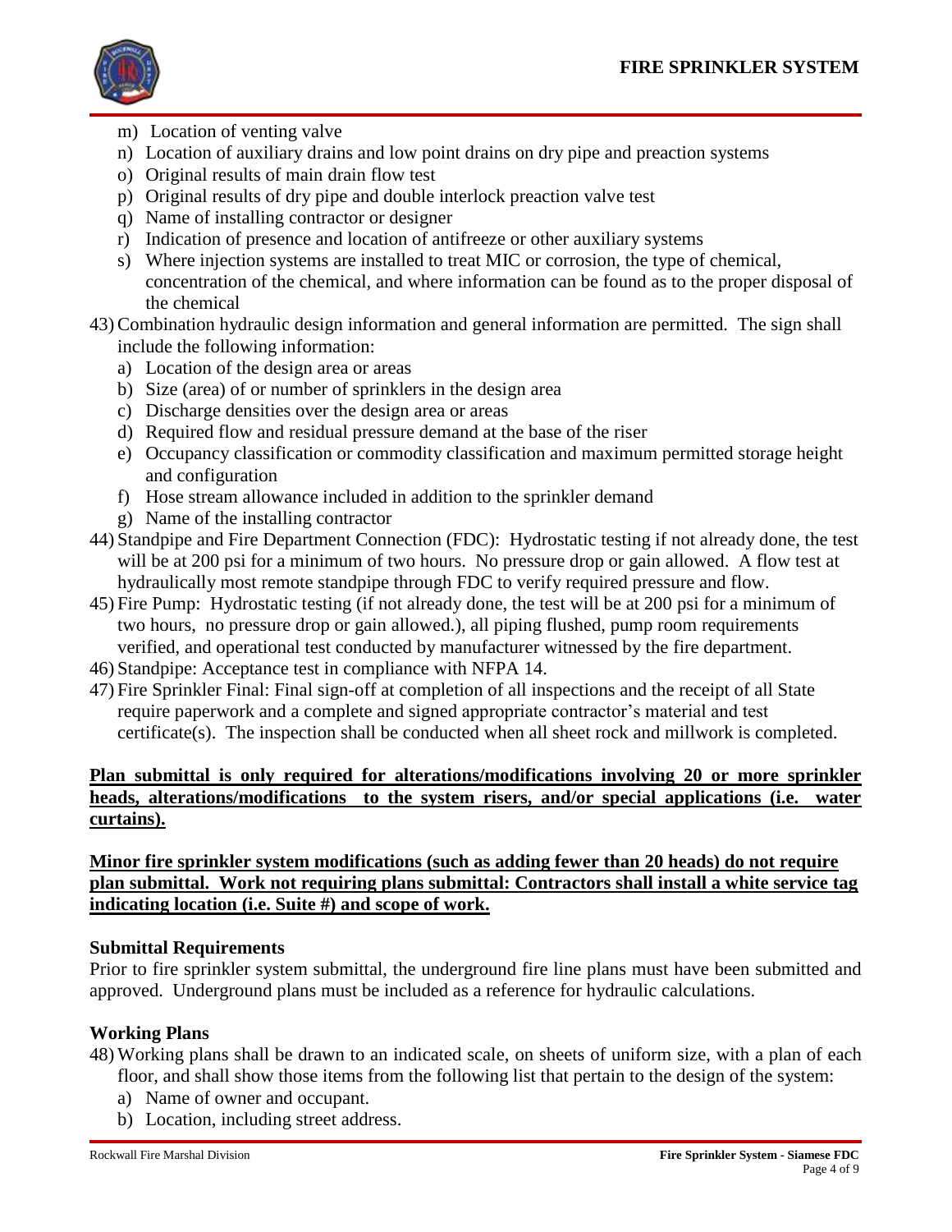m) Location of venting valve
n) Location of auxiliary drains and low point drains on dry pipe and preaction systems
o) Original results of main drain flow test
p) Original results of dry pipe and double interlock preaction valve test
q) Name of installing contractor or designer
r) Indication of presence and location of antifreeze or other auxiliary systems
s) Where injection systems are installed to treat MIC or corrosion, the type of chemical, concentration of the chemical, and where information can be found as to the proper disposal of the chemical

43) Combination hydraulic design information and general information are permitted. The sign shall include the following information:
   a) Location of the design area or areas
   b) Size (area) of or number of sprinklers in the design area
   c) Discharge densities over the design area or areas
   d) Required flow and residual pressure demand at the base of the riser
   e) Occupancy classification or commodity classification and maximum permitted storage height and configuration
   f) Hose stream allowance included in addition to the sprinkler demand
   g) Name of the installing contractor

44) Standpipe and Fire Department Connection (FDC): Hydrostatic testing if not already done, the test will be at 200 psi for a minimum of two hours. No pressure drop or gain allowed. A flow test at hydraulically most remote standpipe through FDC to verify required pressure and flow.

45) Fire Pump: Hydrostatic testing (if not already done, the test will be at 200 psi for a minimum of two hours, no pressure drop or gain allowed.), all piping flushed, pump room requirements verified, and operational test conducted by manufacturer witnessed by the fire department.

46) Standpipe: Acceptance test in compliance with NFPA 14.

47) Fire Sprinkler Final: Final sign-off at completion of all inspections and the receipt of all State require paperwork and a complete and signed appropriate contractor's material and test certificate(s). The inspection shall be conducted when all sheet rock and millwork is completed.

**Plan submittal is only required for alterations/modifications involving 20 or more sprinkler heads, alterations/modifications to the system risers, and/or special applications (i.e. water curtains).**

**Minor fire sprinkler system modifications (such as adding fewer than 20 heads) do not require plan submittal. Work not requiring plans submittal: Contractors shall install a white service tag indicating location (i.e. Suite #) and scope of work.**

### Submittal Requirements

Prior to fire sprinkler system submittal, the underground fire line plans must have been submitted and approved. Underground plans must be included as a reference for hydraulic calculations.

### Working Plans

48) Working plans shall be drawn to an indicated scale, on sheets of uniform size, with a plan of each floor, and shall show those items from the following list that pertain to the design of the system:
   a) Name of owner and occupant.
   b) Location, including street address.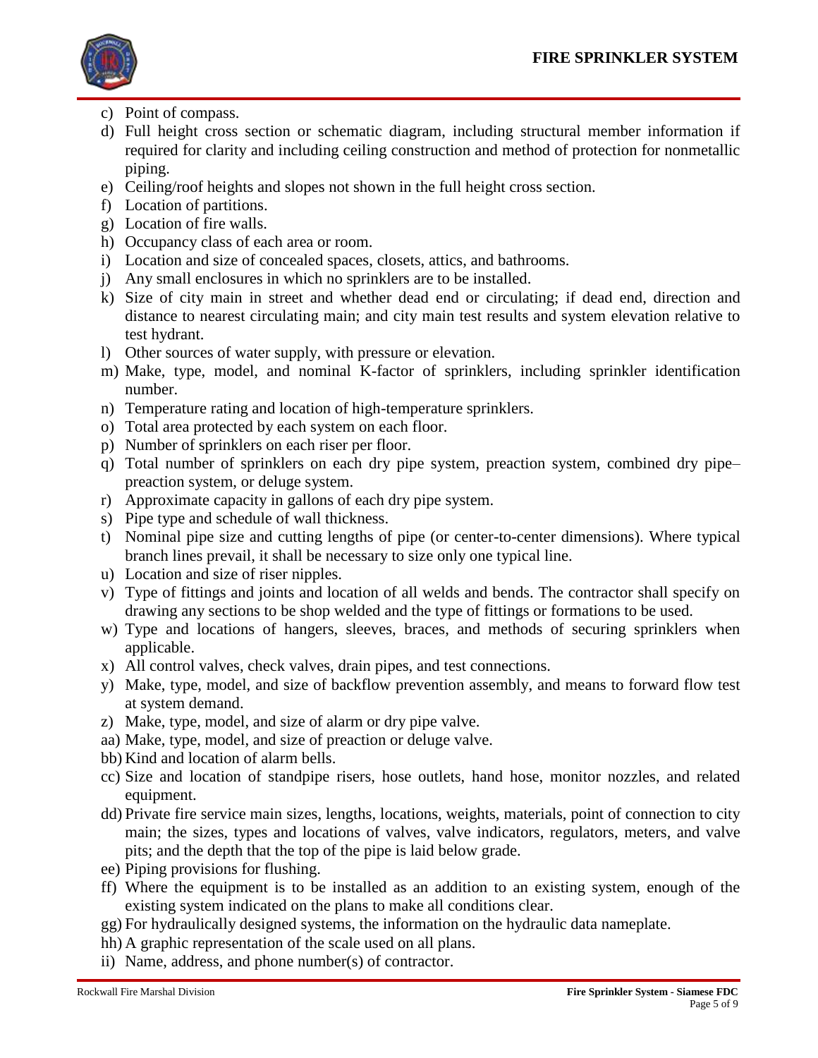c) Point of compass.
d) Full height cross section or schematic diagram, including structural member information if required for clarity and including ceiling construction and method of protection for nonmetallic piping.
e) Ceiling/roof heights and slopes not shown in the full height cross section.
f) Location of partitions.
g) Location of fire walls.
h) Occupancy class of each area or room.
i) Location and size of concealed spaces, closets, attics, and bathrooms.
j) Any small enclosures in which no sprinklers are to be installed.
k) Size of city main in street and whether dead end or circulating; if dead end, direction and distance to nearest circulating main; and city main test results and system elevation relative to test hydrant.
l) Other sources of water supply, with pressure or elevation.
m) Make, type, model, and nominal K-factor of sprinklers, including sprinkler identification number.
n) Temperature rating and location of high-temperature sprinklers.
o) Total area protected by each system on each floor.
p) Number of sprinklers on each riser per floor.
q) Total number of sprinklers on each dry pipe system, preaction system, combined dry pipe–preaction system, or deluge system.
r) Approximate capacity in gallons of each dry pipe system.
s) Pipe type and schedule of wall thickness.
t) Nominal pipe size and cutting lengths of pipe (or center-to-center dimensions). Where typical branch lines prevail, it shall be necessary to size only one typical line.
u) Location and size of riser nipples.
v) Type of fittings and joints and location of all welds and bends. The contractor shall specify on drawing any sections to be shop welded and the type of fittings or formations to be used.
w) Type and locations of hangers, sleeves, braces, and methods of securing sprinklers when applicable.
x) All control valves, check valves, drain pipes, and test connections.
y) Make, type, model, and size of backflow prevention assembly, and means to forward flow test at system demand.
z) Make, type, model, and size of alarm or dry pipe valve.
aa) Make, type, model, and size of preaction or deluge valve.
bb) Kind and location of alarm bells.
cc) Size and location of standpipe risers, hose outlets, hand hose, monitor nozzles, and related equipment.
dd) Private fire service main sizes, lengths, locations, weights, materials, point of connection to city main; the sizes, types and locations of valves, valve indicators, regulators, meters, and valve pits; and the depth that the top of the pipe is laid below grade.
ee) Piping provisions for flushing.
ff) Where the equipment is to be installed as an addition to an existing system, enough of the existing system indicated on the plans to make all conditions clear.
gg) For hydraulically designed systems, the information on the hydraulic data nameplate.
hh) A graphic representation of the scale used on all plans.
ii) Name, address, and phone number(s) of contractor.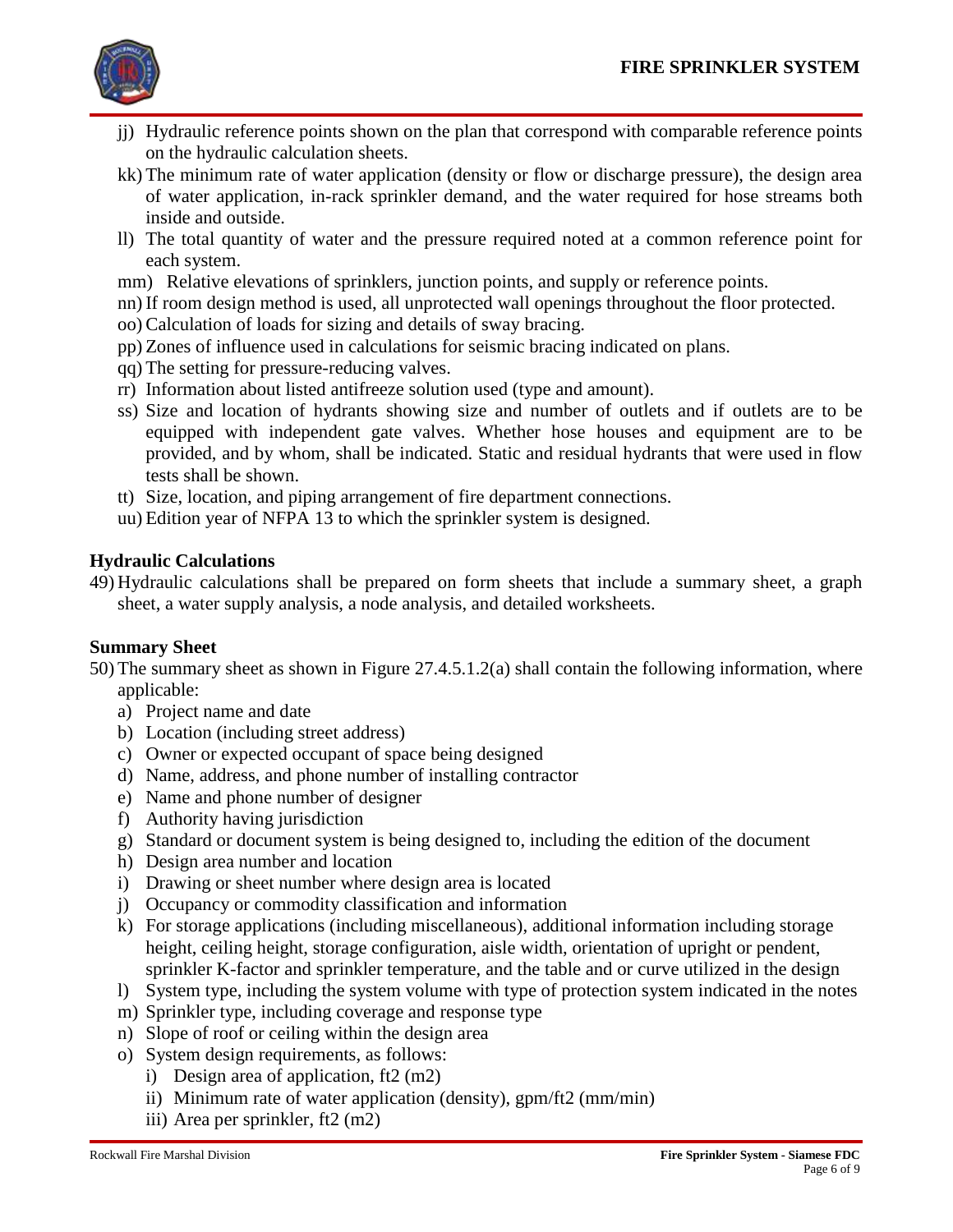- jj) Hydraulic reference points shown on the plan that correspond with comparable reference points on the hydraulic calculation sheets.
- kk) The minimum rate of water application (density or flow or discharge pressure), the design area of water application, in-rack sprinkler demand, and the water required for hose streams both inside and outside.
- ll) The total quantity of water and the pressure required noted at a common reference point for each system.
- mm) Relative elevations of sprinklers, junction points, and supply or reference points.
- nn) If room design method is used, all unprotected wall openings throughout the floor protected.
- oo) Calculation of loads for sizing and details of sway bracing.
- pp) Zones of influence used in calculations for seismic bracing indicated on plans.
- qq) The setting for pressure-reducing valves.
- rr) Information about listed antifreeze solution used (type and amount).
- ss) Size and location of hydrants showing size and number of outlets and if outlets are to be equipped with independent gate valves. Whether hose houses and equipment are to be provided, and by whom, shall be indicated. Static and residual hydrants that were used in flow tests shall be shown.
- tt) Size, location, and piping arrangement of fire department connections.
- uu) Edition year of NFPA 13 to which the sprinkler system is designed.

**Hydraulic Calculations**

49) Hydraulic calculations shall be prepared on form sheets that include a summary sheet, a graph sheet, a water supply analysis, a node analysis, and detailed worksheets.

**Summary Sheet**

50) The summary sheet as shown in Figure 27.4.5.1.2(a) shall contain the following information, where applicable:
   - a) Project name and date
   - b) Location (including street address)
   - c) Owner or expected occupant of space being designed
   - d) Name, address, and phone number of installing contractor
   - e) Name and phone number of designer
   - f) Authority having jurisdiction
   - g) Standard or document system is being designed to, including the edition of the document
   - h) Design area number and location
   - i) Drawing or sheet number where design area is located
   - j) Occupancy or commodity classification and information
   - k) For storage applications (including miscellaneous), additional information including storage height, ceiling height, storage configuration, aisle width, orientation of upright or pendent, sprinkler K-factor and sprinkler temperature, and the table and or curve utilized in the design
   - l) System type, including the system volume with type of protection system indicated in the notes
   - m) Sprinkler type, including coverage and response type
   - n) Slope of roof or ceiling within the design area
   - o) System design requirements, as follows:
     - i) Design area of application, ft2 (m2)
     - ii) Minimum rate of water application (density), gpm/ft2 (mm/min)
     - iii) Area per sprinkler, ft2 (m2)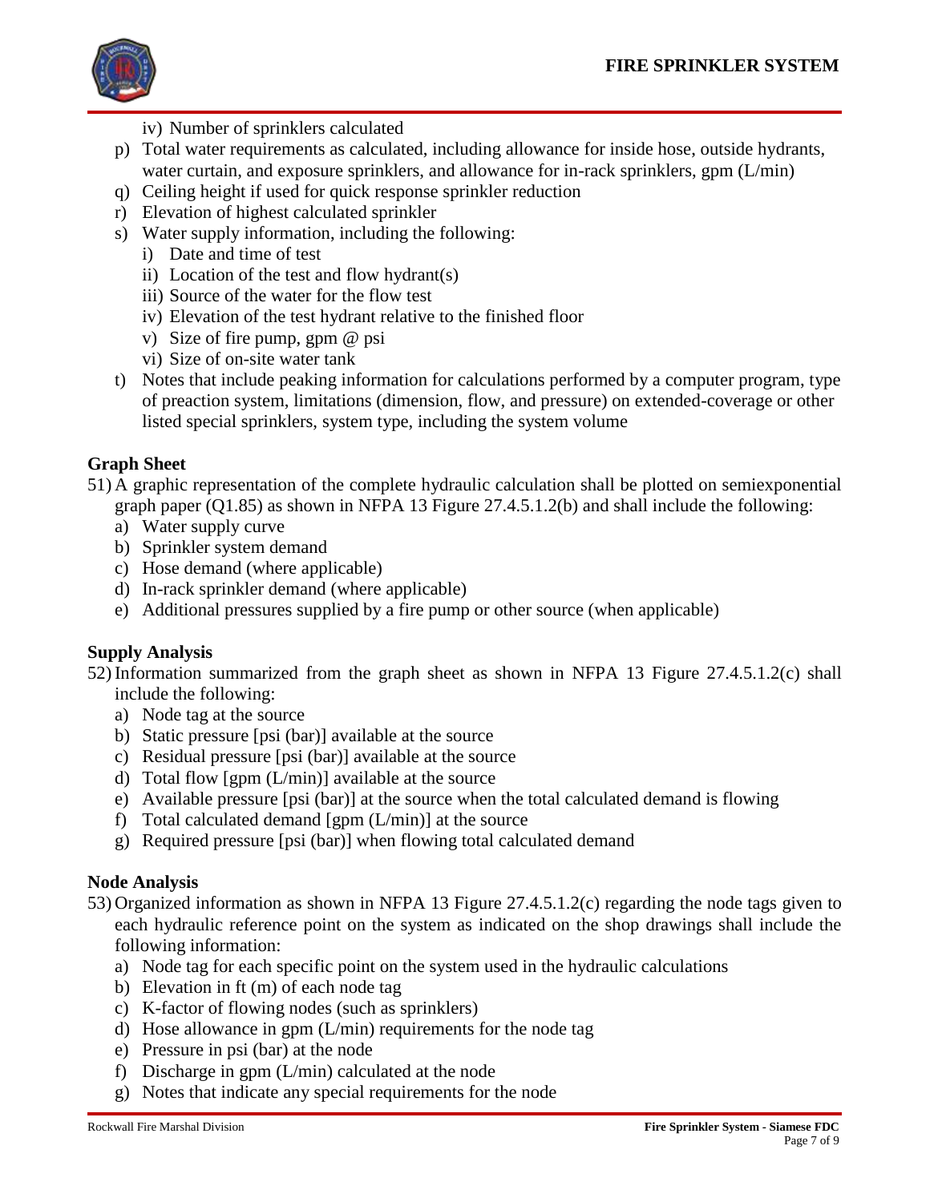iv) Number of sprinklers calculated

p) Total water requirements as calculated, including allowance for inside hose, outside hydrants, water curtain, and exposure sprinklers, and allowance for in-rack sprinklers, gpm (L/min)

q) Ceiling height if used for quick response sprinkler reduction

r) Elevation of highest calculated sprinkler

s) Water supply information, including the following:

   i) Date and time of test

   ii) Location of the test and flow hydrant(s)

   iii) Source of the water for the flow test

   iv) Elevation of the test hydrant relative to the finished floor

   v) Size of fire pump, gpm @ psi

   vi) Size of on-site water tank

t) Notes that include peaking information for calculations performed by a computer program, type of preaction system, limitations (dimension, flow, and pressure) on extended-coverage or other listed special sprinklers, system type, including the system volume

**Graph Sheet**

51) A graphic representation of the complete hydraulic calculation shall be plotted on semiexponential graph paper (Q1.85) as shown in NFPA 13 Figure 27.4.5.1.2(b) and shall include the following:

   a) Water supply curve

   b) Sprinkler system demand

   c) Hose demand (where applicable)

   d) In-rack sprinkler demand (where applicable)

   e) Additional pressures supplied by a fire pump or other source (when applicable)

**Supply Analysis**

52) Information summarized from the graph sheet as shown in NFPA 13 Figure 27.4.5.1.2(c) shall include the following:

   a) Node tag at the source

   b) Static pressure [psi (bar)] available at the source

   c) Residual pressure [psi (bar)] available at the source

   d) Total flow [gpm (L/min)] available at the source

   e) Available pressure [psi (bar)] at the source when the total calculated demand is flowing

   f) Total calculated demand [gpm (L/min)] at the source

   g) Required pressure [psi (bar)] when flowing total calculated demand

**Node Analysis**

53) Organized information as shown in NFPA 13 Figure 27.4.5.1.2(c) regarding the node tags given to each hydraulic reference point on the system as indicated on the shop drawings shall include the following information:

   a) Node tag for each specific point on the system used in the hydraulic calculations

   b) Elevation in ft (m) of each node tag

   c) K-factor of flowing nodes (such as sprinklers)

   d) Hose allowance in gpm (L/min) requirements for the node tag

   e) Pressure in psi (bar) at the node

   f) Discharge in gpm (L/min) calculated at the node

   g) Notes that indicate any special requirements for the node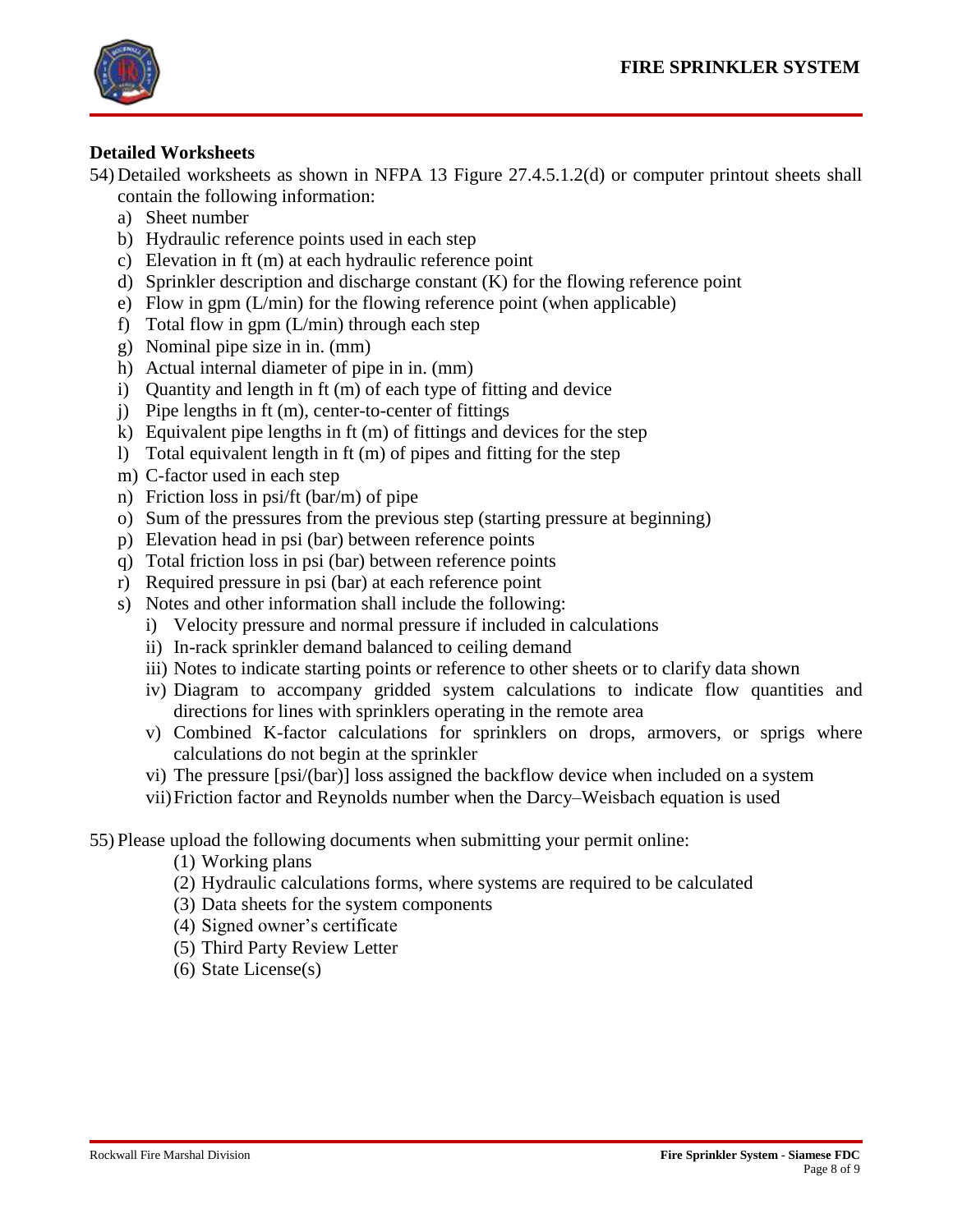## Detailed Worksheets

54) Detailed worksheets as shown in NFPA 13 Figure 27.4.5.1.2(d) or computer printout sheets shall contain the following information:
   a) Sheet number
   b) Hydraulic reference points used in each step
   c) Elevation in ft (m) at each hydraulic reference point
   d) Sprinkler description and discharge constant (K) for the flowing reference point
   e) Flow in gpm (L/min) for the flowing reference point (when applicable)
   f) Total flow in gpm (L/min) through each step
   g) Nominal pipe size in in. (mm)
   h) Actual internal diameter of pipe in in. (mm)
   i) Quantity and length in ft (m) of each type of fitting and device
   j) Pipe lengths in ft (m), center-to-center of fittings
   k) Equivalent pipe lengths in ft (m) of fittings and devices for the step
   l) Total equivalent length in ft (m) of pipes and fitting for the step
   m) C-factor used in each step
   n) Friction loss in psi/ft (bar/m) of pipe
   o) Sum of the pressures from the previous step (starting pressure at beginning)
   p) Elevation head in psi (bar) between reference points
   q) Total friction loss in psi (bar) between reference points
   r) Required pressure in psi (bar) at each reference point
   s) Notes and other information shall include the following:
      i) Velocity pressure and normal pressure if included in calculations
      ii) In-rack sprinkler demand balanced to ceiling demand
      iii) Notes to indicate starting points or reference to other sheets or to clarify data shown
      iv) Diagram to accompany gridded system calculations to indicate flow quantities and directions for lines with sprinklers operating in the remote area
      v) Combined K-factor calculations for sprinklers on drops, armovers, or sprigs where calculations do not begin at the sprinkler
      vi) The pressure [psi/(bar)] loss assigned the backflow device when included on a system
      vii) Friction factor and Reynolds number when the Darcy–Weisbach equation is used

55) Please upload the following documents when submitting your permit online:
   (1) Working plans
   (2) Hydraulic calculations forms, where systems are required to be calculated
   (3) Data sheets for the system components
   (4) Signed owner's certificate
   (5) Third Party Review Letter
   (6) State License(s)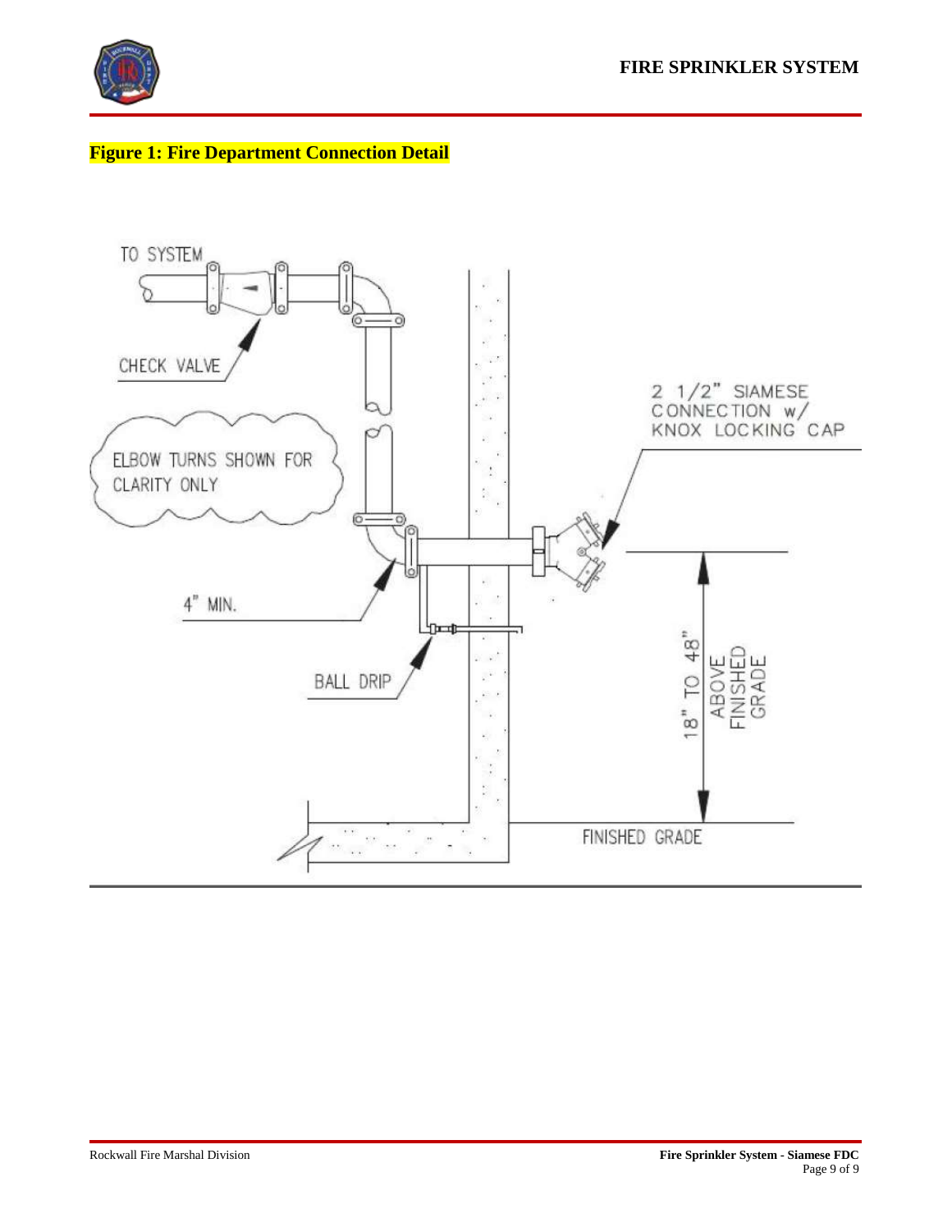**Figure 1: Fire Department Connection Detail**

TO SYSTEM

CHECK VALVE

ELBOW TURNS SHOWN FOR CLARITY ONLY

4" MIN.

BALL DRIP

2 1/2" SIAMESE CONNECTION w/ KNOX LOCKING CAP

18" TO 48" ABOVE FINISHED GRADE

FINISHED GRADE